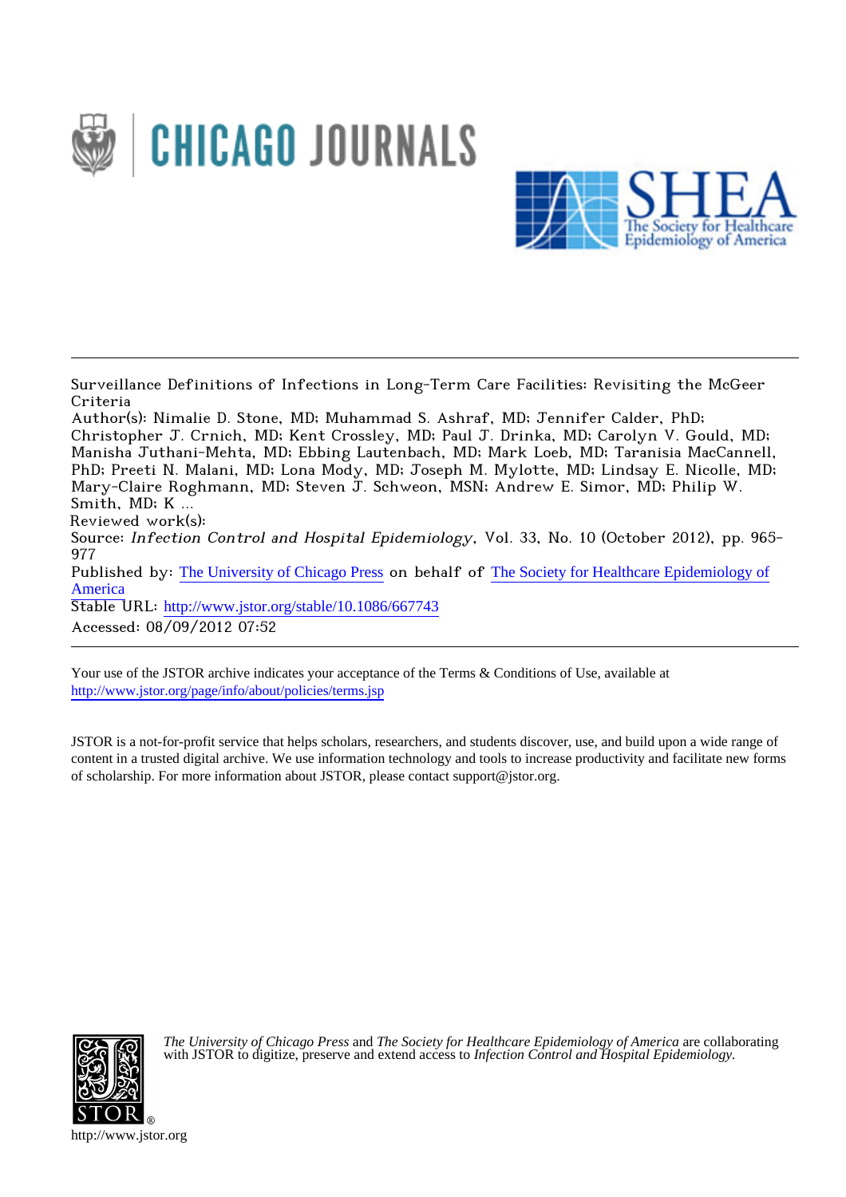Surveillance Definitions of Infections in Long-Term Care Facilities: Revisiting the McGeer Criteria

Author(s): Nimalie D. Stone, MD; Muhammad S. Ashraf, MD; Jennifer Calder, PhD; Christopher J. Crnich, MD; Kent Crossley, MD; Paul J. Drinka, MD; Carolyn V. Gould, MD; Manisha Juthani-Mehta, MD; Ebbing Lautenbach, MD; Mark Loeb, MD; Taranisia MacCannell, PhD; Preeti N. Malani, MD; Lona Mody, MD; Joseph M. Mylotte, MD; Lindsay E. Nicolle, MD; Mary-Claire Roghmann, MD; Steven J. Schweon, MSN; Andrew E. Simor, MD; Philip W. Smith, MD; K ...

Reviewed work(s):

Source: *Infection Control and Hospital Epidemiology*, Vol. 33, No. 10 (October 2012), pp. 965-977

Published by: The University of Chicago Press on behalf of The Society for Healthcare Epidemiology of America

Stable URL: http://www.jstor.org/stable/10.1086/667743

Accessed: 08/09/2012 07:52

Your use of the JSTOR archive indicates your acceptance of the Terms & Conditions of Use, available at http://www.jstor.org/page/info/about/policies/terms.jsp

JSTOR is a not-for-profit service that helps scholars, researchers, and students discover, use, and build upon a wide range of content in a trusted digital archive. We use information technology and tools to increase productivity and facilitate new forms of scholarship. For more information about JSTOR, please contact support@jstor.org.

*The University of Chicago Press* and *The Society for Healthcare Epidemiology of America* are collaborating with JSTOR to digitize, preserve and extend access to *Infection Control and Hospital Epidemiology.*

http://www.jstor.org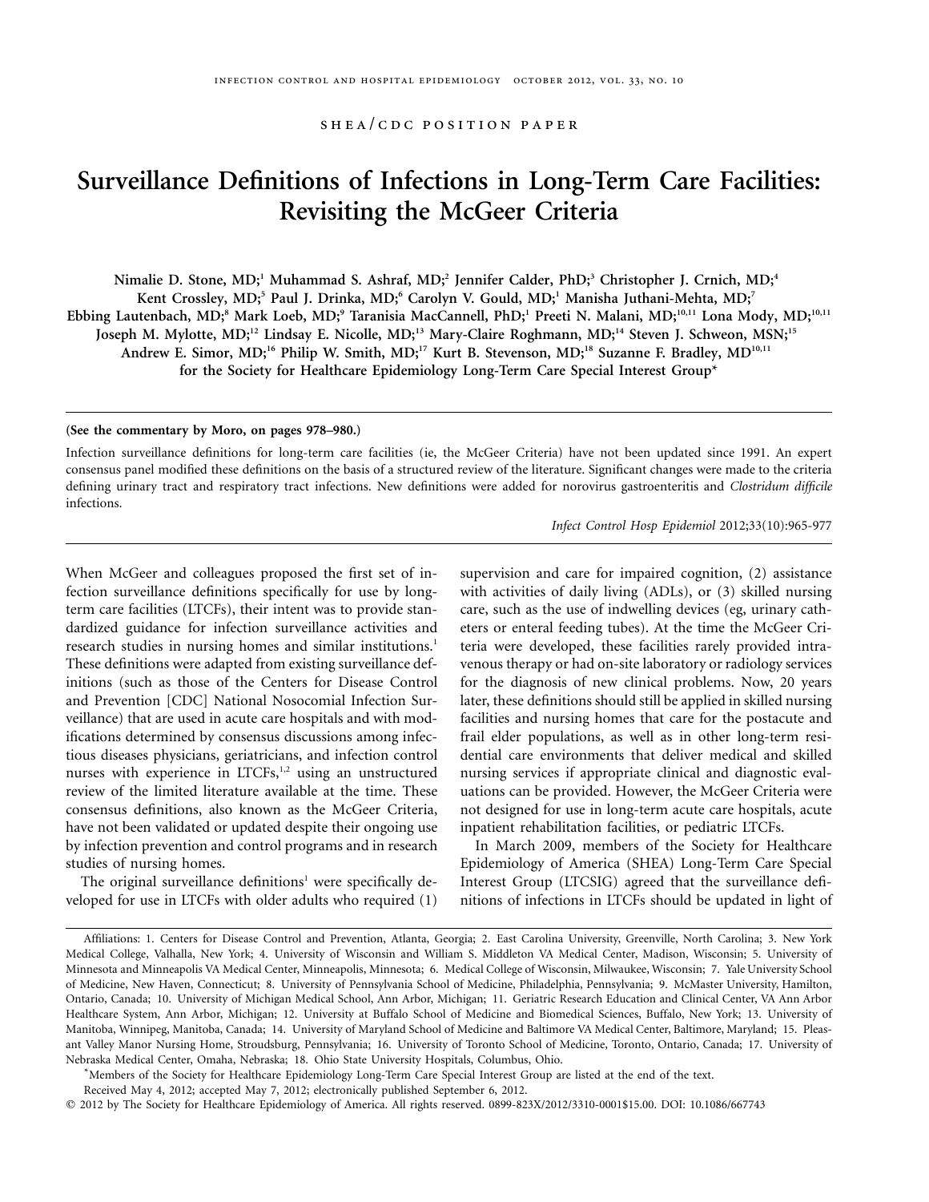SHEA/CDC POSITION PAPER

# Surveillance Definitions of Infections in Long-Term Care Facilities: Revisiting the McGeer Criteria

Nimalie D. Stone, MD;[1] Muhammad S. Ashraf, MD;[2] Jennifer Calder, PhD;[3] Christopher J. Crnich, MD;[4] Kent Crossley, MD;[5] Paul J. Drinka, MD;[6] Carolyn V. Gould, MD;[1] Manisha Juthani-Mehta, MD;[7] Ebbing Lautenbach, MD;[8] Mark Loeb, MD;[9] Taranisia MacCannell, PhD;[1] Preeti N. Malani, MD;[10,11] Lona Mody, MD;[10,11] Joseph M. Mylotte, MD;[12] Lindsay E. Nicolle, MD;[13] Mary-Claire Roghmann, MD;[14] Steven J. Schweon, MSN;[15] Andrew E. Simor, MD;[16] Philip W. Smith, MD;[17] Kurt B. Stevenson, MD;[18] Suzanne F. Bradley, MD[10,11] for the Society for Healthcare Epidemiology Long-Term Care Special Interest Group*

**(See the commentary by Moro, on pages 978–980.)**

Infection surveillance definitions for long-term care facilities (ie, the McGeer Criteria) have not been updated since 1991. An expert consensus panel modified these definitions on the basis of a structured review of the literature. Significant changes were made to the criteria defining urinary tract and respiratory tract infections. New definitions were added for norovirus gastroenteritis and *Clostridum difficile* infections.

*Infect Control Hosp Epidemiol* 2012;33(10):965-977

When McGeer and colleagues proposed the first set of infection surveillance definitions specifically for use by long-term care facilities (LTCFs), their intent was to provide standardized guidance for infection surveillance activities and research studies in nursing homes and similar institutions.[1] These definitions were adapted from existing surveillance definitions (such as those of the Centers for Disease Control and Prevention [CDC] National Nosocomial Infection Surveillance) that are used in acute care hospitals and with modifications determined by consensus discussions among infectious diseases physicians, geriatricians, and infection control nurses with experience in LTCFs,[1,2] using an unstructured review of the limited literature available at the time. These consensus definitions, also known as the McGeer Criteria, have not been validated or updated despite their ongoing use by infection prevention and control programs and in research studies of nursing homes.

The original surveillance definitions[1] were specifically developed for use in LTCFs with older adults who required (1) supervision and care for impaired cognition, (2) assistance with activities of daily living (ADLs), or (3) skilled nursing care, such as the use of indwelling devices (eg, urinary catheters or enteral feeding tubes). At the time the McGeer Criteria were developed, these facilities rarely provided intravenous therapy or had on-site laboratory or radiology services for the diagnosis of new clinical problems. Now, 20 years later, these definitions should still be applied in skilled nursing facilities and nursing homes that care for the postacute and frail elder populations, as well as in other long-term residential care environments that deliver medical and skilled nursing services if appropriate clinical and diagnostic evaluations can be provided. However, the McGeer Criteria were not designed for use in long-term acute care hospitals, acute inpatient rehabilitation facilities, or pediatric LTCFs.

In March 2009, members of the Society for Healthcare Epidemiology of America (SHEA) Long-Term Care Special Interest Group (LTCSIG) agreed that the surveillance definitions of infections in LTCFs should be updated in light of

Affiliations: 1. Centers for Disease Control and Prevention, Atlanta, Georgia; 2. East Carolina University, Greenville, North Carolina; 3. New York Medical College, Valhalla, New York; 4. University of Wisconsin and William S. Middleton VA Medical Center, Madison, Wisconsin; 5. University of Minnesota and Minneapolis VA Medical Center, Minneapolis, Minnesota; 6. Medical College of Wisconsin, Milwaukee, Wisconsin; 7. Yale University School of Medicine, New Haven, Connecticut; 8. University of Pennsylvania School of Medicine, Philadelphia, Pennsylvania; 9. McMaster University, Hamilton, Ontario, Canada; 10. University of Michigan Medical School, Ann Arbor, Michigan; 11. Geriatric Research Education and Clinical Center, VA Ann Arbor Healthcare System, Ann Arbor, Michigan; 12. University at Buffalo School of Medicine and Biomedical Sciences, Buffalo, New York; 13. University of Manitoba, Winnipeg, Manitoba, Canada; 14. University of Maryland School of Medicine and Baltimore VA Medical Center, Baltimore, Maryland; 15. Pleasant Valley Manor Nursing Home, Stroudsburg, Pennsylvania; 16. University of Toronto School of Medicine, Toronto, Ontario, Canada; 17. University of Nebraska Medical Center, Omaha, Nebraska; 18. Ohio State University Hospitals, Columbus, Ohio.

*Members of the Society for Healthcare Epidemiology Long-Term Care Special Interest Group are listed at the end of the text.

Received May 4, 2012; accepted May 7, 2012; electronically published September 6, 2012.

© 2012 by The Society for Healthcare Epidemiology of America. All rights reserved. 0899-823X/2012/3310-0001$15.00. DOI: 10.1086/667743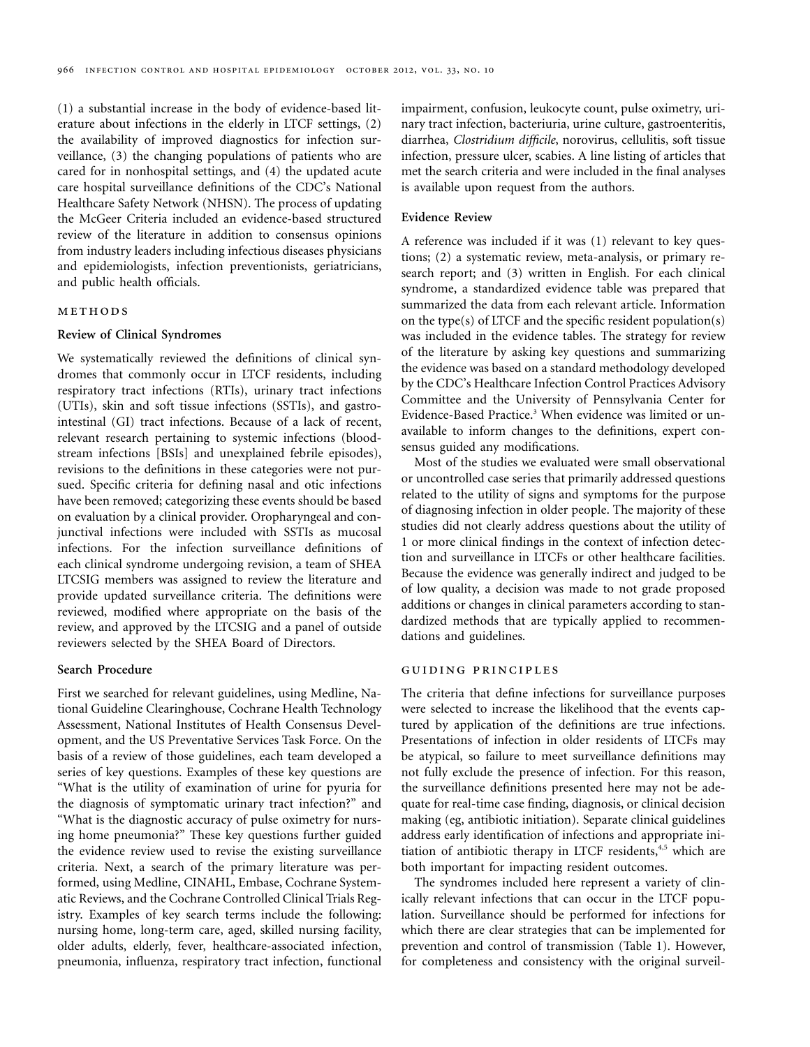(1) a substantial increase in the body of evidence-based literature about infections in the elderly in LTCF settings, (2) the availability of improved diagnostics for infection surveillance, (3) the changing populations of patients who are cared for in nonhospital settings, and (4) the updated acute care hospital surveillance definitions of the CDC's National Healthcare Safety Network (NHSN). The process of updating the McGeer Criteria included an evidence-based structured review of the literature in addition to consensus opinions from industry leaders including infectious diseases physicians and epidemiologists, infection preventionists, geriatricians, and public health officials.

## METHODS

### Review of Clinical Syndromes

We systematically reviewed the definitions of clinical syndromes that commonly occur in LTCF residents, including respiratory tract infections (RTIs), urinary tract infections (UTIs), skin and soft tissue infections (SSTIs), and gastrointestinal (GI) tract infections. Because of a lack of recent, relevant research pertaining to systemic infections (bloodstream infections [BSIs] and unexplained febrile episodes), revisions to the definitions in these categories were not pursued. Specific criteria for defining nasal and otic infections have been removed; categorizing these events should be based on evaluation by a clinical provider. Oropharyngeal and conjunctival infections were included with SSTIs as mucosal infections. For the infection surveillance definitions of each clinical syndrome undergoing revision, a team of SHEA LTCSIG members was assigned to review the literature and provide updated surveillance criteria. The definitions were reviewed, modified where appropriate on the basis of the review, and approved by the LTCSIG and a panel of outside reviewers selected by the SHEA Board of Directors.

### Search Procedure

First we searched for relevant guidelines, using Medline, National Guideline Clearinghouse, Cochrane Health Technology Assessment, National Institutes of Health Consensus Development, and the US Preventative Services Task Force. On the basis of a review of those guidelines, each team developed a series of key questions. Examples of these key questions are "What is the utility of examination of urine for pyuria for the diagnosis of symptomatic urinary tract infection?" and "What is the diagnostic accuracy of pulse oximetry for nursing home pneumonia?" These key questions further guided the evidence review used to revise the existing surveillance criteria. Next, a search of the primary literature was performed, using Medline, CINAHL, Embase, Cochrane Systematic Reviews, and the Cochrane Controlled Clinical Trials Registry. Examples of key search terms include the following: nursing home, long-term care, aged, skilled nursing facility, older adults, elderly, fever, healthcare-associated infection, pneumonia, influenza, respiratory tract infection, functional impairment, confusion, leukocyte count, pulse oximetry, urinary tract infection, bacteriuria, urine culture, gastroenteritis, diarrhea, *Clostridium difficile*, norovirus, cellulitis, soft tissue infection, pressure ulcer, scabies. A line listing of articles that met the search criteria and were included in the final analyses is available upon request from the authors.

### Evidence Review

A reference was included if it was (1) relevant to key questions; (2) a systematic review, meta-analysis, or primary research report; and (3) written in English. For each clinical syndrome, a standardized evidence table was prepared that summarized the data from each relevant article. Information on the type(s) of LTCF and the specific resident population(s) was included in the evidence tables. The strategy for review of the literature by asking key questions and summarizing the evidence was based on a standard methodology developed by the CDC's Healthcare Infection Control Practices Advisory Committee and the University of Pennsylvania Center for Evidence-Based Practice.[3] When evidence was limited or unavailable to inform changes to the definitions, expert consensus guided any modifications.

Most of the studies we evaluated were small observational or uncontrolled case series that primarily addressed questions related to the utility of signs and symptoms for the purpose of diagnosing infection in older people. The majority of these studies did not clearly address questions about the utility of 1 or more clinical findings in the context of infection detection and surveillance in LTCFs or other healthcare facilities. Because the evidence was generally indirect and judged to be of low quality, a decision was made to not grade proposed additions or changes in clinical parameters according to standardized methods that are typically applied to recommendations and guidelines.

## GUIDING PRINCIPLES

The criteria that define infections for surveillance purposes were selected to increase the likelihood that the events captured by application of the definitions are true infections. Presentations of infection in older residents of LTCFs may be atypical, so failure to meet surveillance definitions may not fully exclude the presence of infection. For this reason, the surveillance definitions presented here may not be adequate for real-time case finding, diagnosis, or clinical decision making (eg, antibiotic initiation). Separate clinical guidelines address early identification of infections and appropriate initiation of antibiotic therapy in LTCF residents,[4,5] which are both important for impacting resident outcomes.

The syndromes included here represent a variety of clinically relevant infections that can occur in the LTCF population. Surveillance should be performed for infections for which there are clear strategies that can be implemented for prevention and control of transmission (Table 1). However, for completeness and consistency with the original surveil-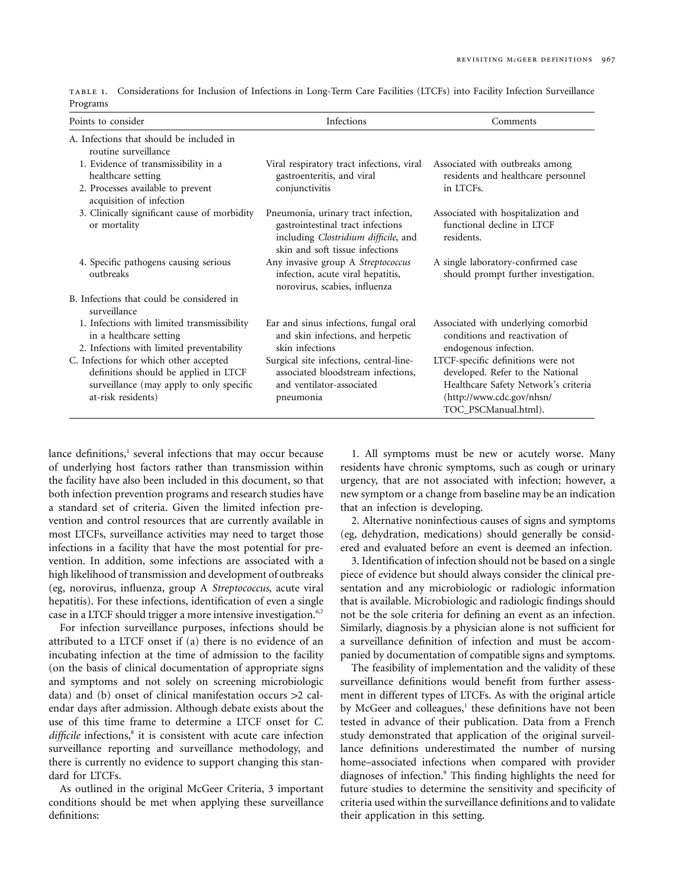TABLE 1. Considerations for Inclusion of Infections in Long-Term Care Facilities (LTCFs) into Facility Infection Surveillance Programs

| Points to consider | Infections | Comments |
|---|---|---|
| A. Infections that should be included in routine surveillance | | |
| 1. Evidence of transmissibility in a healthcare setting<br>2. Processes available to prevent acquisition of infection | Viral respiratory tract infections, viral gastroenteritis, and viral conjunctivitis | Associated with outbreaks among residents and healthcare personnel in LTCFs. |
| 3. Clinically significant cause of morbidity or mortality | Pneumonia, urinary tract infection, gastrointestinal tract infections including *Clostridium difficile*, and skin and soft tissue infections | Associated with hospitalization and functional decline in LTCF residents. |
| 4. Specific pathogens causing serious outbreaks | Any invasive group A *Streptococcus* infection, acute viral hepatitis, norovirus, scabies, influenza | A single laboratory-confirmed case should prompt further investigation. |
| B. Infections that could be considered in surveillance | | |
| 1. Infections with limited transmissibility in a healthcare setting<br>2. Infections with limited preventability | Ear and sinus infections, fungal oral and skin infections, and herpetic skin infections | Associated with underlying comorbid conditions and reactivation of endogenous infection. |
| C. Infections for which other accepted definitions should be applied in LTCF surveillance (may apply to only specific at-risk residents) | Surgical site infections, central-line-associated bloodstream infections, and ventilator-associated pneumonia | LTCF-specific definitions were not developed. Refer to the National Healthcare Safety Network's criteria (http://www.cdc.gov/nhsn/TOC_PSCManual.html). |

lance definitions,[1] several infections that may occur because of underlying host factors rather than transmission within the facility have also been included in this document, so that both infection prevention programs and research studies have a standard set of criteria. Given the limited infection prevention and control resources that are currently available in most LTCFs, surveillance activities may need to target those infections in a facility that have the most potential for prevention. In addition, some infections are associated with a high likelihood of transmission and development of outbreaks (eg, norovirus, influenza, group A *Streptococcus*, acute viral hepatitis). For these infections, identification of even a single case in a LTCF should trigger a more intensive investigation.[6,7]

For infection surveillance purposes, infections should be attributed to a LTCF onset if (a) there is no evidence of an incubating infection at the time of admission to the facility (on the basis of clinical documentation of appropriate signs and symptoms and not solely on screening microbiologic data) and (b) onset of clinical manifestation occurs >2 calendar days after admission. Although debate exists about the use of this time frame to determine a LTCF onset for *C. difficile* infections,[8] it is consistent with acute care infection surveillance reporting and surveillance methodology, and there is currently no evidence to support changing this standard for LTCFs.

As outlined in the original McGeer Criteria, 3 important conditions should be met when applying these surveillance definitions:

1. All symptoms must be new or acutely worse. Many residents have chronic symptoms, such as cough or urinary urgency, that are not associated with infection; however, a new symptom or a change from baseline may be an indication that an infection is developing.
2. Alternative noninfectious causes of signs and symptoms (eg, dehydration, medications) should generally be considered and evaluated before an event is deemed an infection.
3. Identification of infection should not be based on a single piece of evidence but should always consider the clinical presentation and any microbiologic or radiologic information that is available. Microbiologic and radiologic findings should not be the sole criteria for defining an event as an infection. Similarly, diagnosis by a physician alone is not sufficient for a surveillance definition of infection and must be accompanied by documentation of compatible signs and symptoms.

The feasibility of implementation and the validity of these surveillance definitions would benefit from further assessment in different types of LTCFs. As with the original article by McGeer and colleagues,[1] these definitions have not been tested in advance of their publication. Data from a French study demonstrated that application of the original surveillance definitions underestimated the number of nursing home–associated infections when compared with provider diagnoses of infection.[9] This finding highlights the need for future studies to determine the sensitivity and specificity of criteria used within the surveillance definitions and to validate their application in this setting.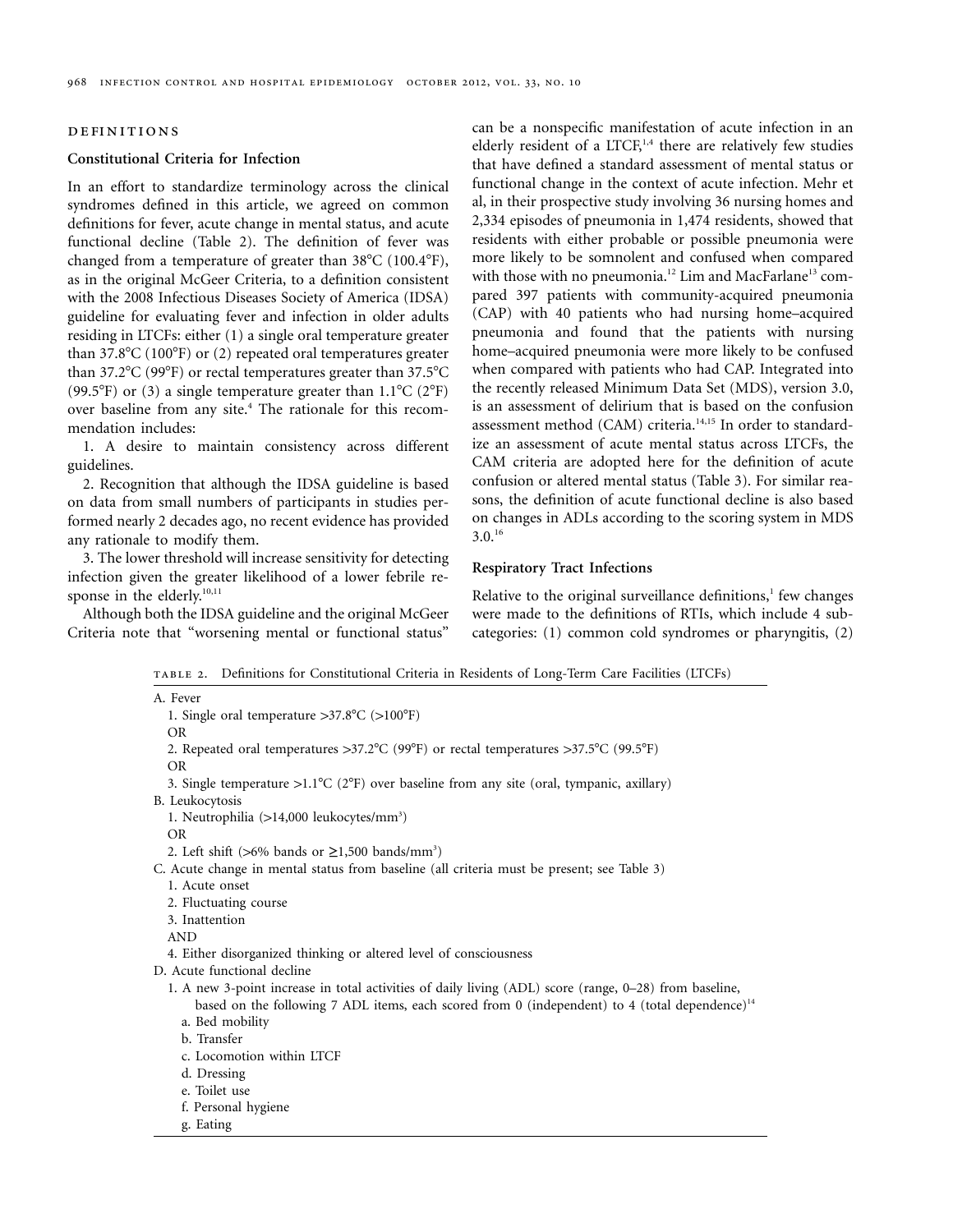## DEFINITIONS

### Constitutional Criteria for Infection

In an effort to standardize terminology across the clinical syndromes defined in this article, we agreed on common definitions for fever, acute change in mental status, and acute functional decline (Table 2). The definition of fever was changed from a temperature of greater than 38°C (100.4°F), as in the original McGeer Criteria, to a definition consistent with the 2008 Infectious Diseases Society of America (IDSA) guideline for evaluating fever and infection in older adults residing in LTCFs: either (1) a single oral temperature greater than 37.8°C (100°F) or (2) repeated oral temperatures greater than 37.2°C (99°F) or rectal temperatures greater than 37.5°C (99.5°F) or (3) a single temperature greater than 1.1°C (2°F) over baseline from any site.[4] The rationale for this recommendation includes:

1. A desire to maintain consistency across different guidelines.

2. Recognition that although the IDSA guideline is based on data from small numbers of participants in studies performed nearly 2 decades ago, no recent evidence has provided any rationale to modify them.

3. The lower threshold will increase sensitivity for detecting infection given the greater likelihood of a lower febrile response in the elderly.[10,11]

Although both the IDSA guideline and the original McGeer Criteria note that "worsening mental or functional status" can be a nonspecific manifestation of acute infection in an elderly resident of a LTCF,[1,4] there are relatively few studies that have defined a standard assessment of mental status or functional change in the context of acute infection. Mehr et al, in their prospective study involving 36 nursing homes and 2,334 episodes of pneumonia in 1,474 residents, showed that residents with either probable or possible pneumonia were more likely to be somnolent and confused when compared with those with no pneumonia.[12] Lim and MacFarlane[13] compared 397 patients with community-acquired pneumonia (CAP) with 40 patients who had nursing home–acquired pneumonia and found that the patients with nursing home–acquired pneumonia were more likely to be confused when compared with patients who had CAP. Integrated into the recently released Minimum Data Set (MDS), version 3.0, is an assessment of delirium that is based on the confusion assessment method (CAM) criteria.[14,15] In order to standardize an assessment of acute mental status across LTCFs, the CAM criteria are adopted here for the definition of acute confusion or altered mental status (Table 3). For similar reasons, the definition of acute functional decline is also based on changes in ADLs according to the scoring system in MDS 3.0.[16]

### Respiratory Tract Infections

Relative to the original surveillance definitions,[1] few changes were made to the definitions of RTIs, which include 4 subcategories: (1) common cold syndromes or pharyngitis, (2)

TABLE 2. Definitions for Constitutional Criteria in Residents of Long-Term Care Facilities (LTCFs)

A. Fever
   1. Single oral temperature >37.8°C (>100°F)
   OR
   2. Repeated oral temperatures >37.2°C (99°F) or rectal temperatures >37.5°C (99.5°F)
   OR
   3. Single temperature >1.1°C (2°F) over baseline from any site (oral, tympanic, axillary)

B. Leukocytosis
   1. Neutrophilia (>14,000 leukocytes/mm³)
   OR
   2. Left shift (>6% bands or ≥1,500 bands/mm³)

C. Acute change in mental status from baseline (all criteria must be present; see Table 3)
   1. Acute onset
   2. Fluctuating course
   3. Inattention
   AND
   4. Either disorganized thinking or altered level of consciousness

D. Acute functional decline
   1. A new 3-point increase in total activities of daily living (ADL) score (range, 0–28) from baseline, based on the following 7 ADL items, each scored from 0 (independent) to 4 (total dependence)[14]
      a. Bed mobility
      b. Transfer
      c. Locomotion within LTCF
      d. Dressing
      e. Toilet use
      f. Personal hygiene
      g. Eating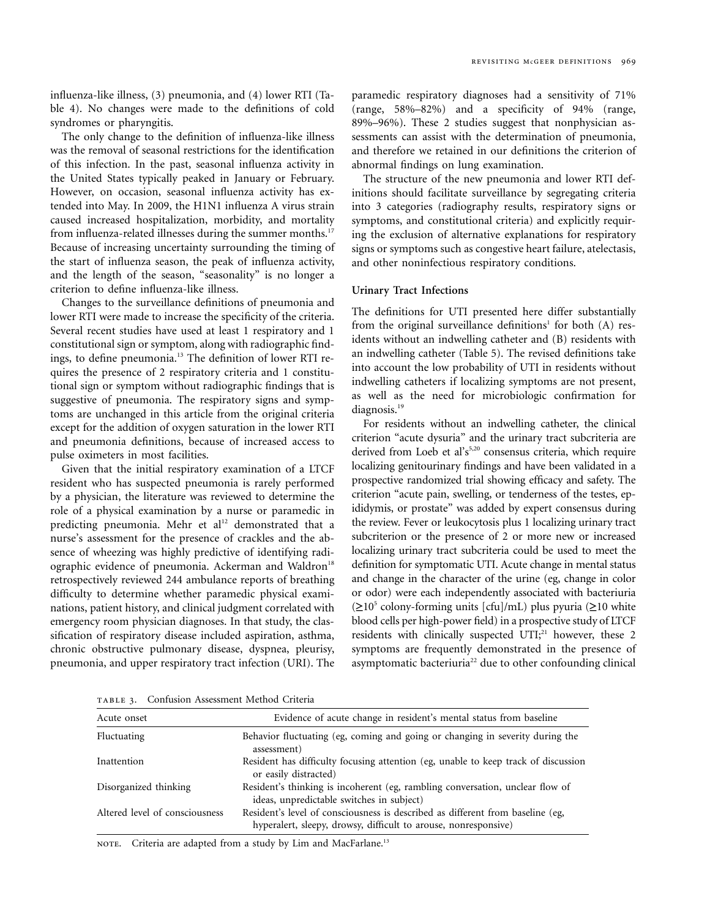influenza-like illness, (3) pneumonia, and (4) lower RTI (Table 4). No changes were made to the definitions of cold syndromes or pharyngitis.

The only change to the definition of influenza-like illness was the removal of seasonal restrictions for the identification of this infection. In the past, seasonal influenza activity in the United States typically peaked in January or February. However, on occasion, seasonal influenza activity has extended into May. In 2009, the H1N1 influenza A virus strain caused increased hospitalization, morbidity, and mortality from influenza-related illnesses during the summer months.[17] Because of increasing uncertainty surrounding the timing of the start of influenza season, the peak of influenza activity, and the length of the season, "seasonality" is no longer a criterion to define influenza-like illness.

Changes to the surveillance definitions of pneumonia and lower RTI were made to increase the specificity of the criteria. Several recent studies have used at least 1 respiratory and 1 constitutional sign or symptom, along with radiographic findings, to define pneumonia.[13] The definition of lower RTI requires the presence of 2 respiratory criteria and 1 constitutional sign or symptom without radiographic findings that is suggestive of pneumonia. The respiratory signs and symptoms are unchanged in this article from the original criteria except for the addition of oxygen saturation in the lower RTI and pneumonia definitions, because of increased access to pulse oximeters in most facilities.

Given that the initial respiratory examination of a LTCF resident who has suspected pneumonia is rarely performed by a physician, the literature was reviewed to determine the role of a physical examination by a nurse or paramedic in predicting pneumonia. Mehr et al[12] demonstrated that a nurse's assessment for the presence of crackles and the absence of wheezing was highly predictive of identifying radiographic evidence of pneumonia. Ackerman and Waldron[18] retrospectively reviewed 244 ambulance reports of breathing difficulty to determine whether paramedic physical examinations, patient history, and clinical judgment correlated with emergency room physician diagnoses. In that study, the classification of respiratory disease included aspiration, asthma, chronic obstructive pulmonary disease, dyspnea, pleurisy, pneumonia, and upper respiratory tract infection (URI). The paramedic respiratory diagnoses had a sensitivity of 71% (range, 58%–82%) and a specificity of 94% (range, 89%–96%). These 2 studies suggest that nonphysician assessments can assist with the determination of pneumonia, and therefore we retained in our definitions the criterion of abnormal findings on lung examination.

The structure of the new pneumonia and lower RTI definitions should facilitate surveillance by segregating criteria into 3 categories (radiography results, respiratory signs or symptoms, and constitutional criteria) and explicitly requiring the exclusion of alternative explanations for respiratory signs or symptoms such as congestive heart failure, atelectasis, and other noninfectious respiratory conditions.

### Urinary Tract Infections

The definitions for UTI presented here differ substantially from the original surveillance definitions[1] for both (A) residents without an indwelling catheter and (B) residents with an indwelling catheter (Table 5). The revised definitions take into account the low probability of UTI in residents without indwelling catheters if localizing symptoms are not present, as well as the need for microbiologic confirmation for diagnosis.[19]

For residents without an indwelling catheter, the clinical criterion "acute dysuria" and the urinary tract subcriteria are derived from Loeb et al's[5,20] consensus criteria, which require localizing genitourinary findings and have been validated in a prospective randomized trial showing efficacy and safety. The criterion "acute pain, swelling, or tenderness of the testes, epididymis, or prostate" was added by expert consensus during the review. Fever or leukocytosis plus 1 localizing urinary tract subcriterion or the presence of 2 or more new or increased localizing urinary tract subcriteria could be used to meet the definition for symptomatic UTI. Acute change in mental status and change in the character of the urine (eg, change in color or odor) were each independently associated with bacteriuria ($\geq 10^5$ colony-forming units [cfu]/mL) plus pyuria ($\geq$10 white blood cells per high-power field) in a prospective study of LTCF residents with clinically suspected UTI;[21] however, these 2 symptoms are frequently demonstrated in the presence of asymptomatic bacteriuria[22] due to other confounding clinical

TABLE 3. Confusion Assessment Method Criteria

| Acute onset | Evidence of acute change in resident's mental status from baseline |
|---|---|
| Fluctuating | Behavior fluctuating (eg, coming and going or changing in severity during the assessment) |
| Inattention | Resident has difficulty focusing attention (eg, unable to keep track of discussion or easily distracted) |
| Disorganized thinking | Resident's thinking is incoherent (eg, rambling conversation, unclear flow of ideas, unpredictable switches in subject) |
| Altered level of consciousness | Resident's level of consciousness is described as different from baseline (eg, hyperalert, sleepy, drowsy, difficult to arouse, nonresponsive) |

NOTE. Criteria are adapted from a study by Lim and MacFarlane.[13]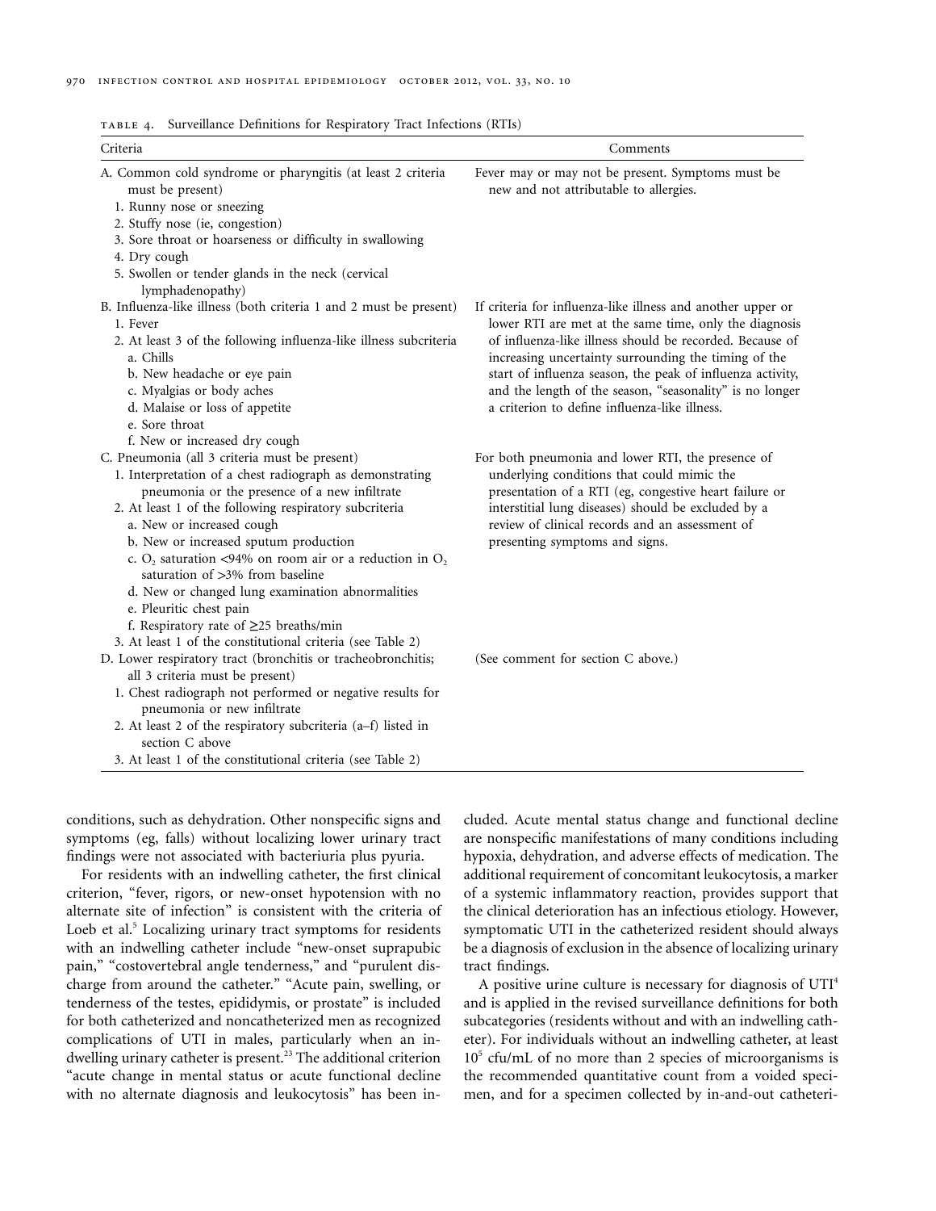TABLE 4. Surveillance Definitions for Respiratory Tract Infections (RTIs)

| Criteria | Comments |
|---|---|
| A. Common cold syndrome or pharyngitis (at least 2 criteria must be present)<br>1. Runny nose or sneezing<br>2. Stuffy nose (ie, congestion)<br>3. Sore throat or hoarseness or difficulty in swallowing<br>4. Dry cough<br>5. Swollen or tender glands in the neck (cervical lymphadenopathy) | Fever may or may not be present. Symptoms must be new and not attributable to allergies. |
| B. Influenza-like illness (both criteria 1 and 2 must be present)<br>1. Fever<br>2. At least 3 of the following influenza-like illness subcriteria<br>a. Chills<br>b. New headache or eye pain<br>c. Myalgias or body aches<br>d. Malaise or loss of appetite<br>e. Sore throat<br>f. New or increased dry cough | If criteria for influenza-like illness and another upper or lower RTI are met at the same time, only the diagnosis of influenza-like illness should be recorded. Because of increasing uncertainty surrounding the timing of the start of influenza season, the peak of influenza activity, and the length of the season, "seasonality" is no longer a criterion to define influenza-like illness. |
| C. Pneumonia (all 3 criteria must be present)<br>1. Interpretation of a chest radiograph as demonstrating pneumonia or the presence of a new infiltrate<br>2. At least 1 of the following respiratory subcriteria<br>a. New or increased cough<br>b. New or increased sputum production<br>c. $O_2$ saturation <94% on room air or a reduction in $O_2$ saturation of >3% from baseline<br>d. New or changed lung examination abnormalities<br>e. Pleuritic chest pain<br>f. Respiratory rate of ≥25 breaths/min<br>3. At least 1 of the constitutional criteria (see Table 2) | For both pneumonia and lower RTI, the presence of underlying conditions that could mimic the presentation of a RTI (eg, congestive heart failure or interstitial lung diseases) should be excluded by a review of clinical records and an assessment of presenting symptoms and signs. |
| D. Lower respiratory tract (bronchitis or tracheobronchitis; all 3 criteria must be present)<br>1. Chest radiograph not performed or negative results for pneumonia or new infiltrate<br>2. At least 2 of the respiratory subcriteria (a–f) listed in section C above<br>3. At least 1 of the constitutional criteria (see Table 2) | (See comment for section C above.) |

conditions, such as dehydration. Other nonspecific signs and symptoms (eg, falls) without localizing lower urinary tract findings were not associated with bacteriuria plus pyuria.

For residents with an indwelling catheter, the first clinical criterion, "fever, rigors, or new-onset hypotension with no alternate site of infection" is consistent with the criteria of Loeb et al.[5] Localizing urinary tract symptoms for residents with an indwelling catheter include "new-onset suprapubic pain," "costovertebral angle tenderness," and "purulent discharge from around the catheter." "Acute pain, swelling, or tenderness of the testes, epididymis, or prostate" is included for both catheterized and noncatheterized men as recognized complications of UTI in males, particularly when an indwelling urinary catheter is present.[23] The additional criterion "acute change in mental status or acute functional decline with no alternate diagnosis and leukocytosis" has been included. Acute mental status change and functional decline are nonspecific manifestations of many conditions including hypoxia, dehydration, and adverse effects of medication. The additional requirement of concomitant leukocytosis, a marker of a systemic inflammatory reaction, provides support that the clinical deterioration has an infectious etiology. However, symptomatic UTI in the catheterized resident should always be a diagnosis of exclusion in the absence of localizing urinary tract findings.

A positive urine culture is necessary for diagnosis of UTI[4] and is applied in the revised surveillance definitions for both subcategories (residents without and with an indwelling catheter). For individuals without an indwelling catheter, at least $10^5$ cfu/mL of no more than 2 species of microorganisms is the recommended quantitative count from a voided specimen, and for a specimen collected by in-and-out catheteri-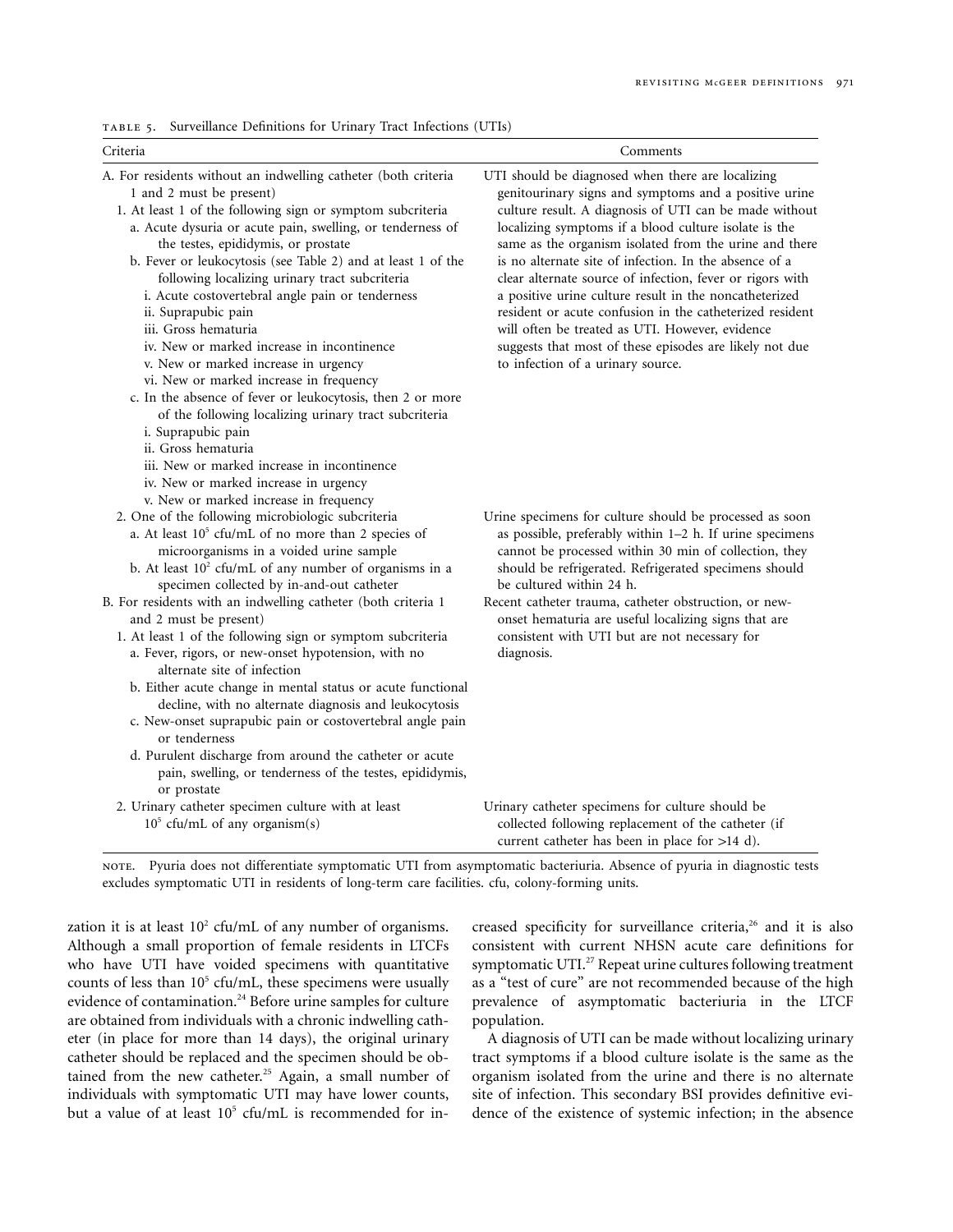Table 5. Surveillance Definitions for Urinary Tract Infections (UTIs)

| Criteria | Comments |
|---|---|
| A. For residents without an indwelling catheter (both criteria 1 and 2 must be present)<br>1. At least 1 of the following sign or symptom subcriteria<br>a. Acute dysuria or acute pain, swelling, or tenderness of the testes, epididymis, or prostate<br>b. Fever or leukocytosis (see Table 2) and at least 1 of the following localizing urinary tract subcriteria<br>i. Acute costovertebral angle pain or tenderness<br>ii. Suprapubic pain<br>iii. Gross hematuria<br>iv. New or marked increase in incontinence<br>v. New or marked increase in urgency<br>vi. New or marked increase in frequency<br>c. In the absence of fever or leukocytosis, then 2 or more of the following localizing urinary tract subcriteria<br>i. Suprapubic pain<br>ii. Gross hematuria<br>iii. New or marked increase in incontinence<br>iv. New or marked increase in urgency<br>v. New or marked increase in frequency | UTI should be diagnosed when there are localizing genitourinary signs and symptoms and a positive urine culture result. A diagnosis of UTI can be made without localizing symptoms if a blood culture isolate is the same as the organism isolated from the urine and there is no alternate site of infection. In the absence of a clear alternate source of infection, fever or rigors with a positive urine culture result in the noncatheterized resident or acute confusion in the catheterized resident will often be treated as UTI. However, evidence suggests that most of these episodes are likely not due to infection of a urinary source. |
| 2. One of the following microbiologic subcriteria<br>a. At least $10^5$ cfu/mL of no more than 2 species of microorganisms in a voided urine sample<br>b. At least $10^2$ cfu/mL of any number of organisms in a specimen collected by in-and-out catheter | Urine specimens for culture should be processed as soon as possible, preferably within 1–2 h. If urine specimens cannot be processed within 30 min of collection, they should be refrigerated. Refrigerated specimens should be cultured within 24 h. |
| B. For residents with an indwelling catheter (both criteria 1 and 2 must be present)<br>1. At least 1 of the following sign or symptom subcriteria<br>a. Fever, rigors, or new-onset hypotension, with no alternate site of infection<br>b. Either acute change in mental status or acute functional decline, with no alternate diagnosis and leukocytosis<br>c. New-onset suprapubic pain or costovertebral angle pain or tenderness<br>d. Purulent discharge from around the catheter or acute pain, swelling, or tenderness of the testes, epididymis, or prostate | Recent catheter trauma, catheter obstruction, or new-onset hematuria are useful localizing signs that are consistent with UTI but are not necessary for diagnosis. |
| 2. Urinary catheter specimen culture with at least $10^5$ cfu/mL of any organism(s) | Urinary catheter specimens for culture should be collected following replacement of the catheter (if current catheter has been in place for >14 d). |

NOTE. Pyuria does not differentiate symptomatic UTI from asymptomatic bacteriuria. Absence of pyuria in diagnostic tests excludes symptomatic UTI in residents of long-term care facilities. cfu, colony-forming units.

zation it is at least $10^2$ cfu/mL of any number of organisms. Although a small proportion of female residents in LTCFs who have UTI have voided specimens with quantitative counts of less than $10^5$ cfu/mL, these specimens were usually evidence of contamination.[24] Before urine samples for culture are obtained from individuals with a chronic indwelling catheter (in place for more than 14 days), the original urinary catheter should be replaced and the specimen should be obtained from the new catheter.[25] Again, a small number of individuals with symptomatic UTI may have lower counts, but a value of at least $10^5$ cfu/mL is recommended for increased specificity for surveillance criteria,[26] and it is also consistent with current NHSN acute care definitions for symptomatic UTI.[27] Repeat urine cultures following treatment as a "test of cure" are not recommended because of the high prevalence of asymptomatic bacteriuria in the LTCF population.

A diagnosis of UTI can be made without localizing urinary tract symptoms if a blood culture isolate is the same as the organism isolated from the urine and there is no alternate site of infection. This secondary BSI provides definitive evidence of the existence of systemic infection; in the absence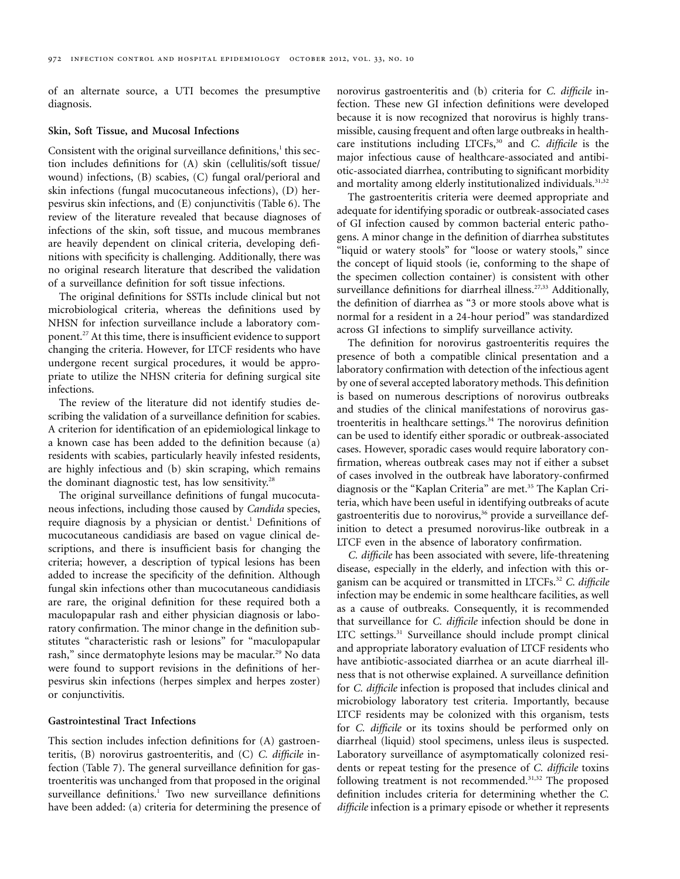of an alternate source, a UTI becomes the presumptive diagnosis.

### Skin, Soft Tissue, and Mucosal Infections

Consistent with the original surveillance definitions,[1] this section includes definitions for (A) skin (cellulitis/soft tissue/wound) infections, (B) scabies, (C) fungal oral/perioral and skin infections (fungal mucocutaneous infections), (D) herpesvirus skin infections, and (E) conjunctivitis (Table 6). The review of the literature revealed that because diagnoses of infections of the skin, soft tissue, and mucous membranes are heavily dependent on clinical criteria, developing definitions with specificity is challenging. Additionally, there was no original research literature that described the validation of a surveillance definition for soft tissue infections.

The original definitions for SSTIs include clinical but not microbiological criteria, whereas the definitions used by NHSN for infection surveillance include a laboratory component.[27] At this time, there is insufficient evidence to support changing the criteria. However, for LTCF residents who have undergone recent surgical procedures, it would be appropriate to utilize the NHSN criteria for defining surgical site infections.

The review of the literature did not identify studies describing the validation of a surveillance definition for scabies. A criterion for identification of an epidemiological linkage to a known case has been added to the definition because (a) residents with scabies, particularly heavily infested residents, are highly infectious and (b) skin scraping, which remains the dominant diagnostic test, has low sensitivity.[28]

The original surveillance definitions of fungal mucocutaneous infections, including those caused by *Candida* species, require diagnosis by a physician or dentist.[1] Definitions of mucocutaneous candidiasis are based on vague clinical descriptions, and there is insufficient basis for changing the criteria; however, a description of typical lesions has been added to increase the specificity of the definition. Although fungal skin infections other than mucocutaneous candidiasis are rare, the original definition for these required both a maculopapular rash and either physician diagnosis or laboratory confirmation. The minor change in the definition substitutes "characteristic rash or lesions" for "maculopapular rash," since dermatophyte lesions may be macular.[29] No data were found to support revisions in the definitions of herpesvirus skin infections (herpes simplex and herpes zoster) or conjunctivitis.

### Gastrointestinal Tract Infections

This section includes infection definitions for (A) gastroenteritis, (B) norovirus gastroenteritis, and (C) *C. difficile* infection (Table 7). The general surveillance definition for gastroenteritis was unchanged from that proposed in the original surveillance definitions.[1] Two new surveillance definitions have been added: (a) criteria for determining the presence of norovirus gastroenteritis and (b) criteria for *C. difficile* infection. These new GI infection definitions were developed because it is now recognized that norovirus is highly transmissible, causing frequent and often large outbreaks in healthcare institutions including LTCFs,[30] and *C. difficile* is the major infectious cause of healthcare-associated and antibiotic-associated diarrhea, contributing to significant morbidity and mortality among elderly institutionalized individuals.[31,32]

The gastroenteritis criteria were deemed appropriate and adequate for identifying sporadic or outbreak-associated cases of GI infection caused by common bacterial enteric pathogens. A minor change in the definition of diarrhea substitutes "liquid or watery stools" for "loose or watery stools," since the concept of liquid stools (ie, conforming to the shape of the specimen collection container) is consistent with other surveillance definitions for diarrheal illness.[27,33] Additionally, the definition of diarrhea as "3 or more stools above what is normal for a resident in a 24-hour period" was standardized across GI infections to simplify surveillance activity.

The definition for norovirus gastroenteritis requires the presence of both a compatible clinical presentation and a laboratory confirmation with detection of the infectious agent by one of several accepted laboratory methods. This definition is based on numerous descriptions of norovirus outbreaks and studies of the clinical manifestations of norovirus gastroenteritis in healthcare settings.[34] The norovirus definition can be used to identify either sporadic or outbreak-associated cases. However, sporadic cases would require laboratory confirmation, whereas outbreak cases may not if either a subset of cases involved in the outbreak have laboratory-confirmed diagnosis or the "Kaplan Criteria" are met.[35] The Kaplan Criteria, which have been useful in identifying outbreaks of acute gastroenteritis due to norovirus,[36] provide a surveillance definition to detect a presumed norovirus-like outbreak in a LTCF even in the absence of laboratory confirmation.

*C. difficile* has been associated with severe, life-threatening disease, especially in the elderly, and infection with this organism can be acquired or transmitted in LTCFs.[32] *C. difficile* infection may be endemic in some healthcare facilities, as well as a cause of outbreaks. Consequently, it is recommended that surveillance for *C. difficile* infection should be done in LTC settings.[31] Surveillance should include prompt clinical and appropriate laboratory evaluation of LTCF residents who have antibiotic-associated diarrhea or an acute diarrheal illness that is not otherwise explained. A surveillance definition for *C. difficile* infection is proposed that includes clinical and microbiology laboratory test criteria. Importantly, because LTCF residents may be colonized with this organism, tests for *C. difficile* or its toxins should be performed only on diarrheal (liquid) stool specimens, unless ileus is suspected. Laboratory surveillance of asymptomatically colonized residents or repeat testing for the presence of *C. difficile* toxins following treatment is not recommended.[31,32] The proposed definition includes criteria for determining whether the *C. difficile* infection is a primary episode or whether it represents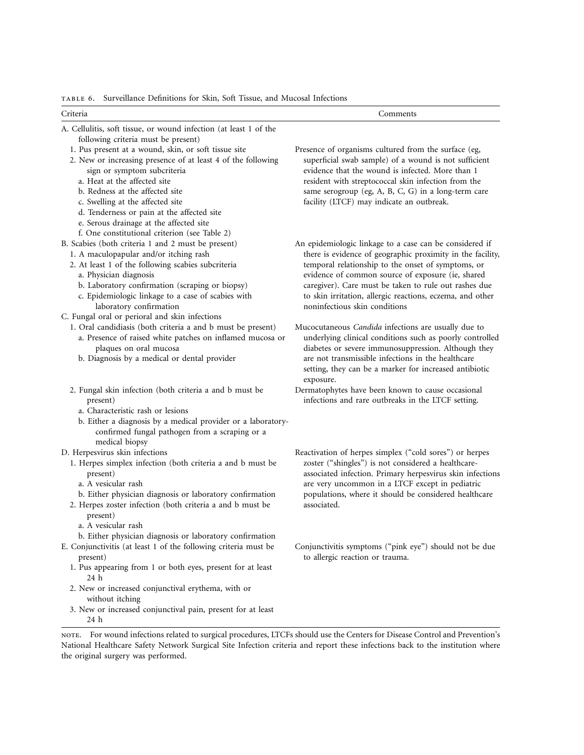Table 6. Surveillance Definitions for Skin, Soft Tissue, and Mucosal Infections

| Criteria | Comments |
| --- | --- |
| A. Cellulitis, soft tissue, or wound infection (at least 1 of the following criteria must be present) | |
| 1. Pus present at a wound, skin, or soft tissue site<br>2. New or increasing presence of at least 4 of the following sign or symptom subcriteria<br>a. Heat at the affected site<br>b. Redness at the affected site<br>c. Swelling at the affected site<br>d. Tenderness or pain at the affected site<br>e. Serous drainage at the affected site<br>f. One constitutional criterion (see Table 2) | Presence of organisms cultured from the surface (eg, superficial swab sample) of a wound is not sufficient evidence that the wound is infected. More than 1 resident with streptococcal skin infection from the same serogroup (eg, A, B, C, G) in a long-term care facility (LTCF) may indicate an outbreak. |
| B. Scabies (both criteria 1 and 2 must be present)<br>1. A maculopapular and/or itching rash<br>2. At least 1 of the following scabies subcriteria<br>a. Physician diagnosis<br>b. Laboratory confirmation (scraping or biopsy)<br>c. Epidemiologic linkage to a case of scabies with laboratory confirmation | An epidemiologic linkage to a case can be considered if there is evidence of geographic proximity in the facility, temporal relationship to the onset of symptoms, or evidence of common source of exposure (ie, shared caregiver). Care must be taken to rule out rashes due to skin irritation, allergic reactions, eczema, and other noninfectious skin conditions |
| C. Fungal oral or perioral and skin infections | |
| 1. Oral candidiasis (both criteria a and b must be present)<br>a. Presence of raised white patches on inflamed mucosa or plaques on oral mucosa<br>b. Diagnosis by a medical or dental provider | Mucocutaneous *Candida* infections are usually due to underlying clinical conditions such as poorly controlled diabetes or severe immunosuppression. Although they are not transmissible infections in the healthcare setting, they can be a marker for increased antibiotic exposure. |
| 2. Fungal skin infection (both criteria a and b must be present)<br>a. Characteristic rash or lesions<br>b. Either a diagnosis by a medical provider or a laboratory-confirmed fungal pathogen from a scraping or a medical biopsy | Dermatophytes have been known to cause occasional infections and rare outbreaks in the LTCF setting. |
| D. Herpesvirus skin infections<br>1. Herpes simplex infection (both criteria a and b must be present)<br>a. A vesicular rash<br>b. Either physician diagnosis or laboratory confirmation<br>2. Herpes zoster infection (both criteria a and b must be present)<br>a. A vesicular rash<br>b. Either physician diagnosis or laboratory confirmation | Reactivation of herpes simplex ("cold sores") or herpes zoster ("shingles") is not considered a healthcare-associated infection. Primary herpesvirus skin infections are very uncommon in a LTCF except in pediatric populations, where it should be considered healthcare associated. |
| E. Conjunctivitis (at least 1 of the following criteria must be present)<br>1. Pus appearing from 1 or both eyes, present for at least 24 h<br>2. New or increased conjunctival erythema, with or without itching<br>3. New or increased conjunctival pain, present for at least 24 h | Conjunctivitis symptoms ("pink eye") should not be due to allergic reaction or trauma. |

NOTE. For wound infections related to surgical procedures, LTCFs should use the Centers for Disease Control and Prevention's National Healthcare Safety Network Surgical Site Infection criteria and report these infections back to the institution where the original surgery was performed.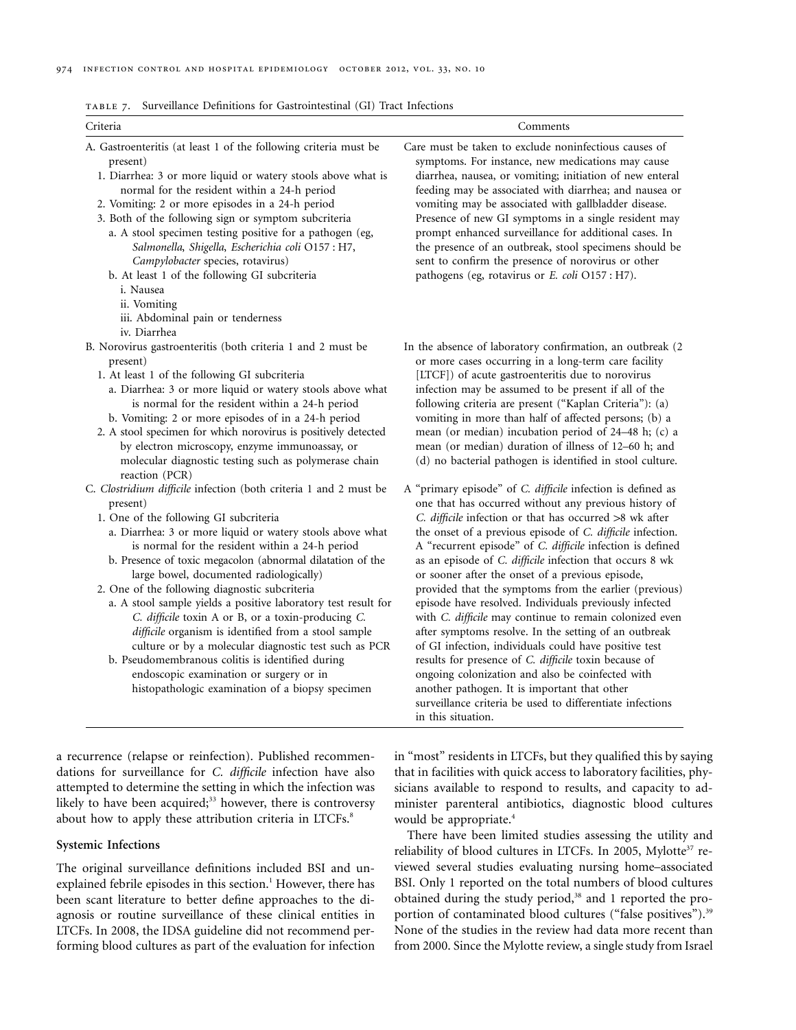TABLE 7. Surveillance Definitions for Gastrointestinal (GI) Tract Infections

| Criteria | Comments |
|---|---|
| A. Gastroenteritis (at least 1 of the following criteria must be present)<br>1. Diarrhea: 3 or more liquid or watery stools above what is normal for the resident within a 24-h period<br>2. Vomiting: 2 or more episodes in a 24-h period<br>3. Both of the following sign or symptom subcriteria<br>a. A stool specimen testing positive for a pathogen (eg, *Salmonella*, *Shigella*, *Escherichia coli* O157 : H7, *Campylobacter* species, rotavirus)<br>b. At least 1 of the following GI subcriteria<br>i. Nausea<br>ii. Vomiting<br>iii. Abdominal pain or tenderness<br>iv. Diarrhea | Care must be taken to exclude noninfectious causes of symptoms. For instance, new medications may cause diarrhea, nausea, or vomiting; initiation of new enteral feeding may be associated with diarrhea; and nausea or vomiting may be associated with gallbladder disease. Presence of new GI symptoms in a single resident may prompt enhanced surveillance for additional cases. In the presence of an outbreak, stool specimens should be sent to confirm the presence of norovirus or other pathogens (eg, rotavirus or *E. coli* O157 : H7). |
| B. Norovirus gastroenteritis (both criteria 1 and 2 must be present)<br>1. At least 1 of the following GI subcriteria<br>a. Diarrhea: 3 or more liquid or watery stools above what is normal for the resident within a 24-h period<br>b. Vomiting: 2 or more episodes of in a 24-h period<br>2. A stool specimen for which norovirus is positively detected by electron microscopy, enzyme immunoassay, or molecular diagnostic testing such as polymerase chain reaction (PCR) | In the absence of laboratory confirmation, an outbreak (2 or more cases occurring in a long-term care facility [LTCF]) of acute gastroenteritis due to norovirus infection may be assumed to be present if all of the following criteria are present ("Kaplan Criteria"): (a) vomiting in more than half of affected persons; (b) a mean (or median) incubation period of 24–48 h; (c) a mean (or median) duration of illness of 12–60 h; and (d) no bacterial pathogen is identified in stool culture. |
| C. *Clostridium difficile* infection (both criteria 1 and 2 must be present)<br>1. One of the following GI subcriteria<br>a. Diarrhea: 3 or more liquid or watery stools above what is normal for the resident within a 24-h period<br>b. Presence of toxic megacolon (abnormal dilatation of the large bowel, documented radiologically)<br>2. One of the following diagnostic subcriteria<br>a. A stool sample yields a positive laboratory test result for *C. difficile* toxin A or B, or a toxin-producing *C. difficile* organism is identified from a stool sample culture or by a molecular diagnostic test such as PCR<br>b. Pseudomembranous colitis is identified during endoscopic examination or surgery or in histopathologic examination of a biopsy specimen | A "primary episode" of *C. difficile* infection is defined as one that has occurred without any previous history of *C. difficile* infection or that has occurred >8 wk after the onset of a previous episode of *C. difficile* infection. A "recurrent episode" of *C. difficile* infection is defined as an episode of *C. difficile* infection that occurs 8 wk or sooner after the onset of a previous episode, provided that the symptoms from the earlier (previous) episode have resolved. Individuals previously infected with *C. difficile* may continue to remain colonized even after symptoms resolve. In the setting of an outbreak of GI infection, individuals could have positive test results for presence of *C. difficile* toxin because of ongoing colonization and also be coinfected with another pathogen. It is important that other surveillance criteria be used to differentiate infections in this situation. |

a recurrence (relapse or reinfection). Published recommendations for surveillance for *C. difficile* infection have also attempted to determine the setting in which the infection was likely to have been acquired;[33] however, there is controversy about how to apply these attribution criteria in LTCFs.[8]

### Systemic Infections

The original surveillance definitions included BSI and unexplained febrile episodes in this section.[1] However, there has been scant literature to better define approaches to the diagnosis or routine surveillance of these clinical entities in LTCFs. In 2008, the IDSA guideline did not recommend performing blood cultures as part of the evaluation for infection in "most" residents in LTCFs, but they qualified this by saying that in facilities with quick access to laboratory facilities, physicians available to respond to results, and capacity to administer parenteral antibiotics, diagnostic blood cultures would be appropriate.[4]

There have been limited studies assessing the utility and reliability of blood cultures in LTCFs. In 2005, Mylotte[37] reviewed several studies evaluating nursing home–associated BSI. Only 1 reported on the total numbers of blood cultures obtained during the study period,[38] and 1 reported the proportion of contaminated blood cultures ("false positives").[39] None of the studies in the review had data more recent than from 2000. Since the Mylotte review, a single study from Israel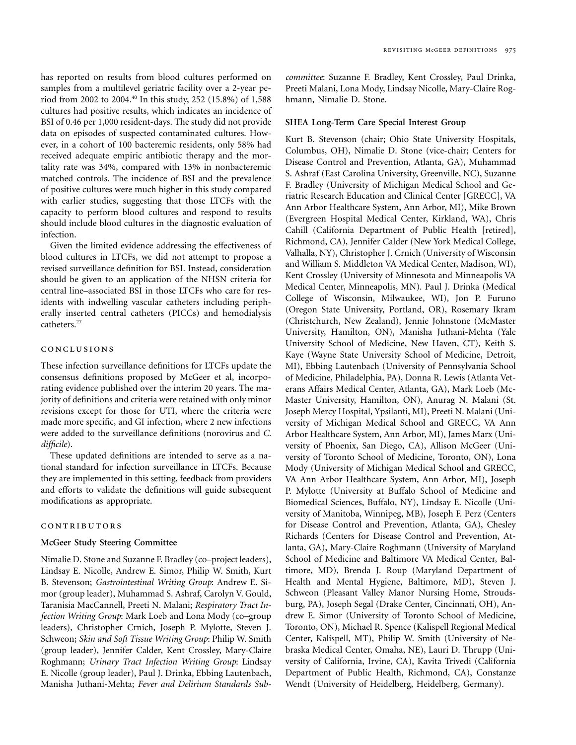has reported on results from blood cultures performed on samples from a multilevel geriatric facility over a 2-year period from 2002 to 2004.[40] In this study, 252 (15.8%) of 1,588 cultures had positive results, which indicates an incidence of BSI of 0.46 per 1,000 resident-days. The study did not provide data on episodes of suspected contaminated cultures. However, in a cohort of 100 bacteremic residents, only 58% had received adequate empiric antibiotic therapy and the mortality rate was 34%, compared with 13% in nonbacteremic matched controls. The incidence of BSI and the prevalence of positive cultures were much higher in this study compared with earlier studies, suggesting that those LTCFs with the capacity to perform blood cultures and respond to results should include blood cultures in the diagnostic evaluation of infection.

Given the limited evidence addressing the effectiveness of blood cultures in LTCFs, we did not attempt to propose a revised surveillance definition for BSI. Instead, consideration should be given to an application of the NHSN criteria for central line–associated BSI in those LTCFs who care for residents with indwelling vascular catheters including peripherally inserted central catheters (PICCs) and hemodialysis catheters.[27]

## CONCLUSIONS

These infection surveillance definitions for LTCFs update the consensus definitions proposed by McGeer et al, incorporating evidence published over the interim 20 years. The majority of definitions and criteria were retained with only minor revisions except for those for UTI, where the criteria were made more specific, and GI infection, where 2 new infections were added to the surveillance definitions (norovirus and *C. difficile*).

These updated definitions are intended to serve as a national standard for infection surveillance in LTCFs. Because they are implemented in this setting, feedback from providers and efforts to validate the definitions will guide subsequent modifications as appropriate.

## CONTRIBUTORS

### McGeer Study Steering Committee

Nimalie D. Stone and Suzanne F. Bradley (co–project leaders), Lindsay E. Nicolle, Andrew E. Simor, Philip W. Smith, Kurt B. Stevenson; *Gastrointestinal Writing Group*: Andrew E. Simor (group leader), Muhammad S. Ashraf, Carolyn V. Gould, Taranisia MacCannell, Preeti N. Malani; *Respiratory Tract Infection Writing Group*: Mark Loeb and Lona Mody (co–group leaders), Christopher Crnich, Joseph P. Mylotte, Steven J. Schweon; *Skin and Soft Tissue Writing Group*: Philip W. Smith (group leader), Jennifer Calder, Kent Crossley, Mary-Claire Roghmann; *Urinary Tract Infection Writing Group*: Lindsay E. Nicolle (group leader), Paul J. Drinka, Ebbing Lautenbach, Manisha Juthani-Mehta; *Fever and Delirium Standards Subcommittee*: Suzanne F. Bradley, Kent Crossley, Paul Drinka, Preeti Malani, Lona Mody, Lindsay Nicolle, Mary-Claire Roghmann, Nimalie D. Stone.

### SHEA Long-Term Care Special Interest Group

Kurt B. Stevenson (chair; Ohio State University Hospitals, Columbus, OH), Nimalie D. Stone (vice-chair; Centers for Disease Control and Prevention, Atlanta, GA), Muhammad S. Ashraf (East Carolina University, Greenville, NC), Suzanne F. Bradley (University of Michigan Medical School and Geriatric Research Education and Clinical Center [GRECC], VA Ann Arbor Healthcare System, Ann Arbor, MI), Mike Brown (Evergreen Hospital Medical Center, Kirkland, WA), Chris Cahill (California Department of Public Health [retired], Richmond, CA), Jennifer Calder (New York Medical College, Valhalla, NY), Christopher J. Crnich (University of Wisconsin and William S. Middleton VA Medical Center, Madison, WI), Kent Crossley (University of Minnesota and Minneapolis VA Medical Center, Minneapolis, MN). Paul J. Drinka (Medical College of Wisconsin, Milwaukee, WI), Jon P. Furuno (Oregon State University, Portland, OR), Rosemary Ikram (Christchurch, New Zealand), Jennie Johnstone (McMaster University, Hamilton, ON), Manisha Juthani-Mehta (Yale University School of Medicine, New Haven, CT), Keith S. Kaye (Wayne State University School of Medicine, Detroit, MI), Ebbing Lautenbach (University of Pennsylvania School of Medicine, Philadelphia, PA), Donna R. Lewis (Atlanta Veterans Affairs Medical Center, Atlanta, GA), Mark Loeb (McMaster University, Hamilton, ON), Anurag N. Malani (St. Joseph Mercy Hospital, Ypsilanti, MI), Preeti N. Malani (University of Michigan Medical School and GRECC, VA Ann Arbor Healthcare System, Ann Arbor, MI), James Marx (University of Phoenix, San Diego, CA), Allison McGeer (University of Toronto School of Medicine, Toronto, ON), Lona Mody (University of Michigan Medical School and GRECC, VA Ann Arbor Healthcare System, Ann Arbor, MI), Joseph P. Mylotte (University at Buffalo School of Medicine and Biomedical Sciences, Buffalo, NY), Lindsay E. Nicolle (University of Manitoba, Winnipeg, MB), Joseph F. Perz (Centers for Disease Control and Prevention, Atlanta, GA), Chesley Richards (Centers for Disease Control and Prevention, Atlanta, GA), Mary-Claire Roghmann (University of Maryland School of Medicine and Baltimore VA Medical Center, Baltimore, MD), Brenda J. Roup (Maryland Department of Health and Mental Hygiene, Baltimore, MD), Steven J. Schweon (Pleasant Valley Manor Nursing Home, Stroudsburg, PA), Joseph Segal (Drake Center, Cincinnati, OH), Andrew E. Simor (University of Toronto School of Medicine, Toronto, ON), Michael R. Spence (Kalispell Regional Medical Center, Kalispell, MT), Philip W. Smith (University of Nebraska Medical Center, Omaha, NE), Lauri D. Thrupp (University of California, Irvine, CA), Kavita Trivedi (California Department of Public Health, Richmond, CA), Constanze Wendt (University of Heidelberg, Heidelberg, Germany).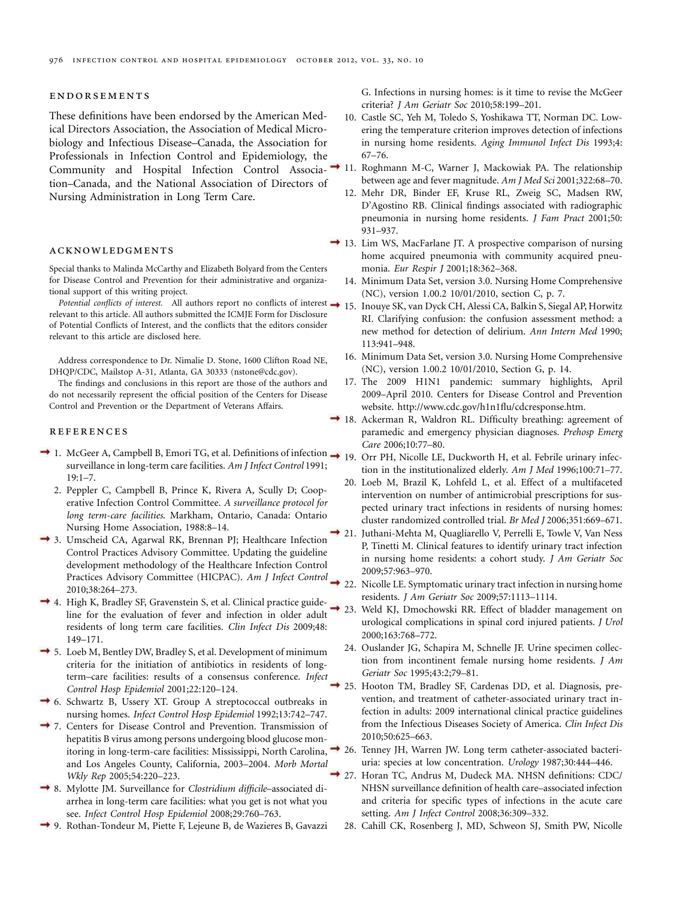## ENDORSEMENTS

These definitions have been endorsed by the American Medical Directors Association, the Association of Medical Microbiology and Infectious Disease–Canada, the Association for Professionals in Infection Control and Epidemiology, the Community and Hospital Infection Control Association–Canada, and the National Association of Directors of Nursing Administration in Long Term Care.

## ACKNOWLEDGMENTS

Special thanks to Malinda McCarthy and Elizabeth Bolyard from the Centers for Disease Control and Prevention for their administrative and organizational support of this writing project.

*Potential conflicts of interest.* All authors report no conflicts of interest relevant to this article. All authors submitted the ICMJE Form for Disclosure of Potential Conflicts of Interest, and the conflicts that the editors consider relevant to this article are disclosed here.

Address correspondence to Dr. Nimalie D. Stone, 1600 Clifton Road NE, DHQP/CDC, Mailstop A-31, Atlanta, GA 30333 (nstone@cdc.gov).

The findings and conclusions in this report are those of the authors and do not necessarily represent the official position of the Centers for Disease Control and Prevention or the Department of Veterans Affairs.

## REFERENCES

1. McGeer A, Campbell B, Emori TG, et al. Definitions of infection surveillance in long-term care facilities. *Am J Infect Control* 1991; 19:1–7.
2. Peppler C, Campbell B, Prince K, Rivera A, Scully D; Cooperative Infection Control Committee. *A surveillance protocol for long term-care facilities.* Markham, Ontario, Canada: Ontario Nursing Home Association, 1988:8–14.
3. Umscheid CA, Agarwal RK, Brennan PJ; Healthcare Infection Control Practices Advisory Committee. Updating the guideline development methodology of the Healthcare Infection Control Practices Advisory Committee (HICPAC). *Am J Infect Control* 2010;38:264–273.
4. High K, Bradley SF, Gravenstein S, et al. Clinical practice guideline for the evaluation of fever and infection in older adult residents of long term care facilities. *Clin Infect Dis* 2009;48: 149–171.
5. Loeb M, Bentley DW, Bradley S, et al. Development of minimum criteria for the initiation of antibiotics in residents of long-term–care facilities: results of a consensus conference. *Infect Control Hosp Epidemiol* 2001;22:120–124.
6. Schwartz B, Ussery XT. Group A streptococcal outbreaks in nursing homes. *Infect Control Hosp Epidemiol* 1992;13:742–747.
7. Centers for Disease Control and Prevention. Transmission of hepatitis B virus among persons undergoing blood glucose monitoring in long-term-care facilities: Mississippi, North Carolina, and Los Angeles County, California, 2003–2004. *Morb Mortal Wkly Rep* 2005;54:220–223.
8. Mylotte JM. Surveillance for *Clostridium difficile*–associated diarrhea in long-term care facilities: what you get is not what you see. *Infect Control Hosp Epidemiol* 2008;29:760–763.
9. Rothan-Tondeur M, Piette F, Lejeune B, de Wazieres B, Gavazzi G. Infections in nursing homes: is it time to revise the McGeer criteria? *J Am Geriatr Soc* 2010;58:199–201.
10. Castle SC, Yeh M, Toledo S, Yoshikawa TT, Norman DC. Lowering the temperature criterion improves detection of infections in nursing home residents. *Aging Immunol Infect Dis* 1993;4: 67–76.
11. Roghmann M-C, Warner J, Mackowiak PA. The relationship between age and fever magnitude. *Am J Med Sci* 2001;322:68–70.
12. Mehr DR, Binder EF, Kruse RL, Zweig SC, Madsen RW, D'Agostino RB. Clinical findings associated with radiographic pneumonia in nursing home residents. *J Fam Pract* 2001;50: 931–937.
13. Lim WS, MacFarlane JT. A prospective comparison of nursing home acquired pneumonia with community acquired pneumonia. *Eur Respir J* 2001;18:362–368.
14. Minimum Data Set, version 3.0. Nursing Home Comprehensive (NC), version 1.00.2 10/01/2010, section C, p. 7.
15. Inouye SK, van Dyck CH, Alessi CA, Balkin S, Siegal AP, Horwitz RI. Clarifying confusion: the confusion assessment method: a new method for detection of delirium. *Ann Intern Med* 1990; 113:941–948.
16. Minimum Data Set, version 3.0. Nursing Home Comprehensive (NC), version 1.00.2 10/01/2010, Section G, p. 14.
17. The 2009 H1N1 pandemic: summary highlights, April 2009–April 2010. Centers for Disease Control and Prevention website. http://www.cdc.gov/h1n1flu/cdcresponse.htm.
18. Ackerman R, Waldron RL. Difficulty breathing: agreement of paramedic and emergency physician diagnoses. *Prehosp Emerg Care* 2006;10:77–80.
19. Orr PH, Nicolle LE, Duckworth H, et al. Febrile urinary infection in the institutionalized elderly. *Am J Med* 1996;100:71–77.
20. Loeb M, Brazil K, Lohfeld L, et al. Effect of a multifaceted intervention on number of antimicrobial prescriptions for suspected urinary tract infections in residents of nursing homes: cluster randomized controlled trial. *Br Med J* 2006;351:669–671.
21. Juthani-Mehta M, Quagliarello V, Perrelli E, Towle V, Van Ness P, Tinetti M. Clinical features to identify urinary tract infection in nursing home residents: a cohort study. *J Am Geriatr Soc* 2009;57:963–970.
22. Nicolle LE. Symptomatic urinary tract infection in nursing home residents. *J Am Geriatr Soc* 2009;57:1113–1114.
23. Weld KJ, Dmochowski RR. Effect of bladder management on urological complications in spinal cord injured patients. *J Urol* 2000;163:768–772.
24. Ouslander JG, Schapira M, Schnelle JF. Urine specimen collection from incontinent female nursing home residents. *J Am Geriatr Soc* 1995;43:2;79–81.
25. Hooton TM, Bradley SF, Cardenas DD, et al. Diagnosis, prevention, and treatment of catheter-associated urinary tract infection in adults: 2009 international clinical practice guidelines from the Infectious Diseases Society of America. *Clin Infect Dis* 2010;50:625–663.
26. Tenney JH, Warren JW. Long term catheter-associated bacteriuria: species at low concentration. *Urology* 1987;30:444–446.
27. Horan TC, Andrus M, Dudeck MA. NHSN definitions: CDC/NHSN surveillance definition of health care–associated infection and criteria for specific types of infections in the acute care setting. *Am J Infect Control* 2008;36:309–332.
28. Cahill CK, Rosenberg J, MD, Schweon SJ, Smith PW, Nicolle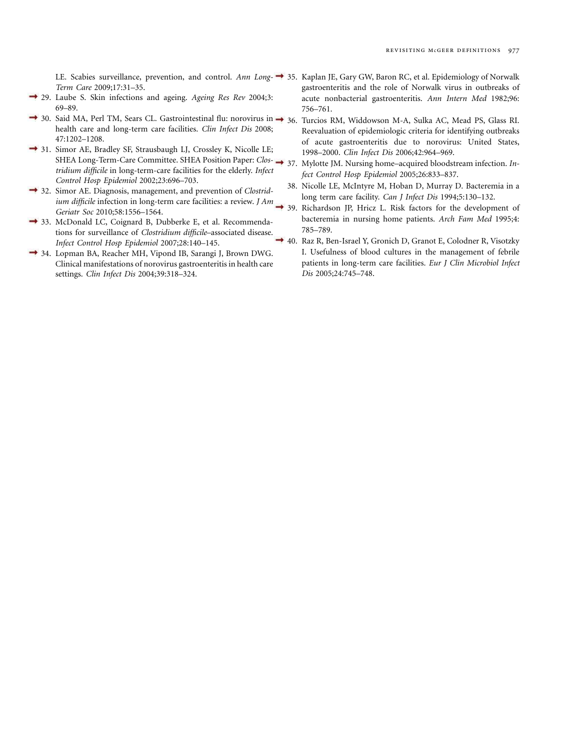LE. Scabies surveillance, prevention, and control. *Ann Long-Term Care* 2009;17:31–35.

29. Laube S. Skin infections and ageing. *Ageing Res Rev* 2004;3:69–89.
30. Said MA, Perl TM, Sears CL. Gastrointestinal flu: norovirus in health care and long-term care facilities. *Clin Infect Dis* 2008;47:1202–1208.
31. Simor AE, Bradley SF, Strausbaugh LJ, Crossley K, Nicolle LE; SHEA Long-Term-Care Committee. SHEA Position Paper: *Clostridium difficile* in long-term-care facilities for the elderly. *Infect Control Hosp Epidemiol* 2002;23:696–703.
32. Simor AE. Diagnosis, management, and prevention of *Clostridium difficile* infection in long-term care facilities: a review. *J Am Geriatr Soc* 2010;58:1556–1564.
33. McDonald LC, Coignard B, Dubberke E, et al. Recommendations for surveillance of *Clostridium difficile*–associated disease. *Infect Control Hosp Epidemiol* 2007;28:140–145.
34. Lopman BA, Reacher MH, Vipond IB, Sarangi J, Brown DWG. Clinical manifestations of norovirus gastroenteritis in health care settings. *Clin Infect Dis* 2004;39:318–324.
35. Kaplan JE, Gary GW, Baron RC, et al. Epidemiology of Norwalk gastroenteritis and the role of Norwalk virus in outbreaks of acute nonbacterial gastroenteritis. *Ann Intern Med* 1982;96:756–761.
36. Turcios RM, Widdowson M-A, Sulka AC, Mead PS, Glass RI. Reevaluation of epidemiologic criteria for identifying outbreaks of acute gastroenteritis due to norovirus: United States, 1998–2000. *Clin Infect Dis* 2006;42:964–969.
37. Mylotte JM. Nursing home–acquired bloodstream infection. *Infect Control Hosp Epidemiol* 2005;26:833–837.
38. Nicolle LE, McIntyre M, Hoban D, Murray D. Bacteremia in a long term care facility. *Can J Infect Dis* 1994;5:130–132.
39. Richardson JP, Hricz L. Risk factors for the development of bacteremia in nursing home patients. *Arch Fam Med* 1995;4:785–789.
40. Raz R, Ben-Israel Y, Gronich D, Granot E, Colodner R, Visotzky I. Usefulness of blood cultures in the management of febrile patients in long-term care facilities. *Eur J Clin Microbiol Infect Dis* 2005;24:745–748.